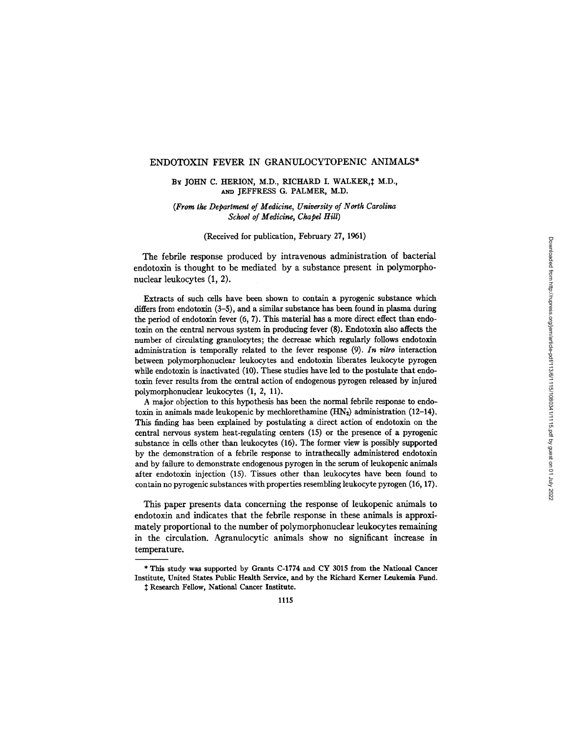# ENDOTOXIN FEVER IN GRANULOCYTOPENIC ANIMALS*

By JOHN C. HERION, M.D., RICHARD I. WALKER,‡ M.D., AND JEFFRESS G. PALMER, M.D.

*(From the Department of Medicine, University of North Carolina School of Medicine, Chapel Hill)*

(Received for publication, February 27, 1961)

The febrile response produced by intravenous administration of bacterial endotoxin is thought to be mediated by a substance present in polymorphonuclear leukocytes (1, 2).

Extracts of such cells have been shown to contain a pyrogenic substance which differs from endotoxin (3–5), and a similar substance has been found in plasma during the period of endotoxin fever (6, 7). This material has a more direct effect than endotoxin on the central nervous system in producing fever (8). Endotoxin also affects the number of circulating granulocytes; the decrease which regularly follows endotoxin administration is temporally related to the fever response (9). *In vitro* interaction between polymorphonuclear leukocytes and endotoxin liberates leukocyte pyrogen while endotoxin is inactivated (10). These studies have led to the postulate that endotoxin fever results from the central action of endogenous pyrogen released by injured polymorphonuclear leukocytes (1, 2, 11).

A major objection to this hypothesis has been the normal febrile response to endotoxin in animals made leukopenic by mechlorethamine ($HN_2$) administration (12–14). This finding has been explained by postulating a direct action of endotoxin on the central nervous system heat-regulating centers (15) or the presence of a pyrogenic substance in cells other than leukocytes (16). The former view is possibly supported by the demonstration of a febrile response to intrathecally administered endotoxin and by failure to demonstrate endogenous pyrogen in the serum of leukopenic animals after endotoxin injection (15). Tissues other than leukocytes have been found to contain no pyrogenic substances with properties resembling leukocyte pyrogen (16, 17).

This paper presents data concerning the response of leukopenic animals to endotoxin and indicates that the febrile response in these animals is approximately proportional to the number of polymorphonuclear leukocytes remaining in the circulation. Agranulocytic animals show no significant increase in temperature.

---

* This study was supported by Grants C-1774 and CY 3015 from the National Cancer Institute, United States Public Health Service, and by the Richard Kerner Leukemia Fund.

‡ Research Fellow, National Cancer Institute.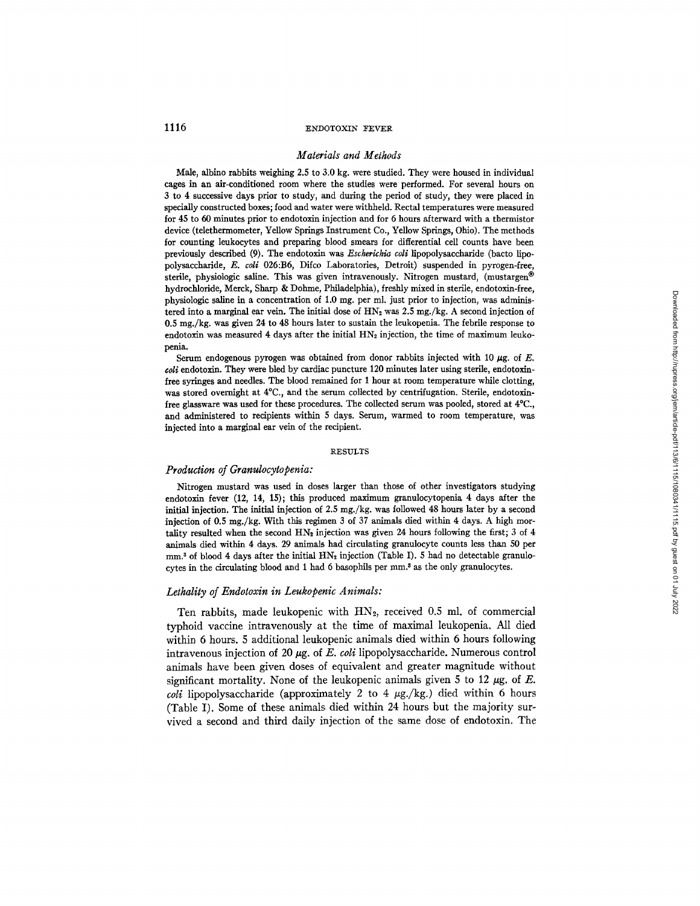## *Materials and Methods*

Male, albino rabbits weighing 2.5 to 3.0 kg. were studied. They were housed in individual cages in an air-conditioned room where the studies were performed. For several hours on 3 to 4 successive days prior to study, and during the period of study, they were placed in specially constructed boxes; food and water were withheld. Rectal temperatures were measured for 45 to 60 minutes prior to endotoxin injection and for 6 hours afterward with a thermistor device (telethermometer, Yellow Springs Instrument Co., Yellow Springs, Ohio). The methods for counting leukocytes and preparing blood smears for differential cell counts have been previously described (9). The endotoxin was *Escherichia coli* lipopolysaccharide (bacto lipopolysaccharide, *E. coli* 026:B6, Difco Laboratories, Detroit) suspended in pyrogen-free, sterile, physiologic saline. This was given intravenously. Nitrogen mustard, (mustargen® hydrochloride, Merck, Sharp & Dohme, Philadelphia), freshly mixed in sterile, endotoxin-free, physiologic saline in a concentration of 1.0 mg. per ml. just prior to injection, was administered into a marginal ear vein. The initial dose of $HN_2$ was 2.5 mg./kg. A second injection of 0.5 mg./kg. was given 24 to 48 hours later to sustain the leukopenia. The febrile response to endotoxin was measured 4 days after the initial $HN_2$ injection, the time of maximum leukopenia.

Serum endogenous pyrogen was obtained from donor rabbits injected with 10 μg. of *E. coli* endotoxin. They were bled by cardiac puncture 120 minutes later using sterile, endotoxin-free syringes and needles. The blood remained for 1 hour at room temperature while clotting, was stored overnight at 4°C., and the serum collected by centrifugation. Sterile, endotoxin-free glassware was used for these procedures. The collected serum was pooled, stored at 4°C., and administered to recipients within 5 days. Serum, warmed to room temperature, was injected into a marginal ear vein of the recipient.

## RESULTS

### *Production of Granulocytopenia:*

Nitrogen mustard was used in doses larger than those of other investigators studying endotoxin fever (12, 14, 15); this produced maximum granulocytopenia 4 days after the initial injection. The initial injection of 2.5 mg./kg. was followed 48 hours later by a second injection of 0.5 mg./kg. With this regimen 3 of 37 animals died within 4 days. A high mortality resulted when the second $HN_2$ injection was given 24 hours following the first; 3 of 4 animals died within 4 days. 29 animals had circulating granulocyte counts less than 50 per mm.[3] of blood 4 days after the initial $HN_2$ injection (Table I). 5 had no detectable granulocytes in the circulating blood and 1 had 6 basophils per mm.[3] as the only granulocytes.

### *Lethality of Endotoxin in Leukopenic Animals:*

Ten rabbits, made leukopenic with $HN_2$, received 0.5 ml. of commercial typhoid vaccine intravenously at the time of maximal leukopenia. All died within 6 hours. 5 additional leukopenic animals died within 6 hours following intravenous injection of 20 μg. of *E. coli* lipopolysaccharide. Numerous control animals have been given doses of equivalent and greater magnitude without significant mortality. None of the leukopenic animals given 5 to 12 μg. of *E. coli* lipopolysaccharide (approximately 2 to 4 μg./kg.) died within 6 hours (Table I). Some of these animals died within 24 hours but the majority survived a second and third daily injection of the same dose of endotoxin. The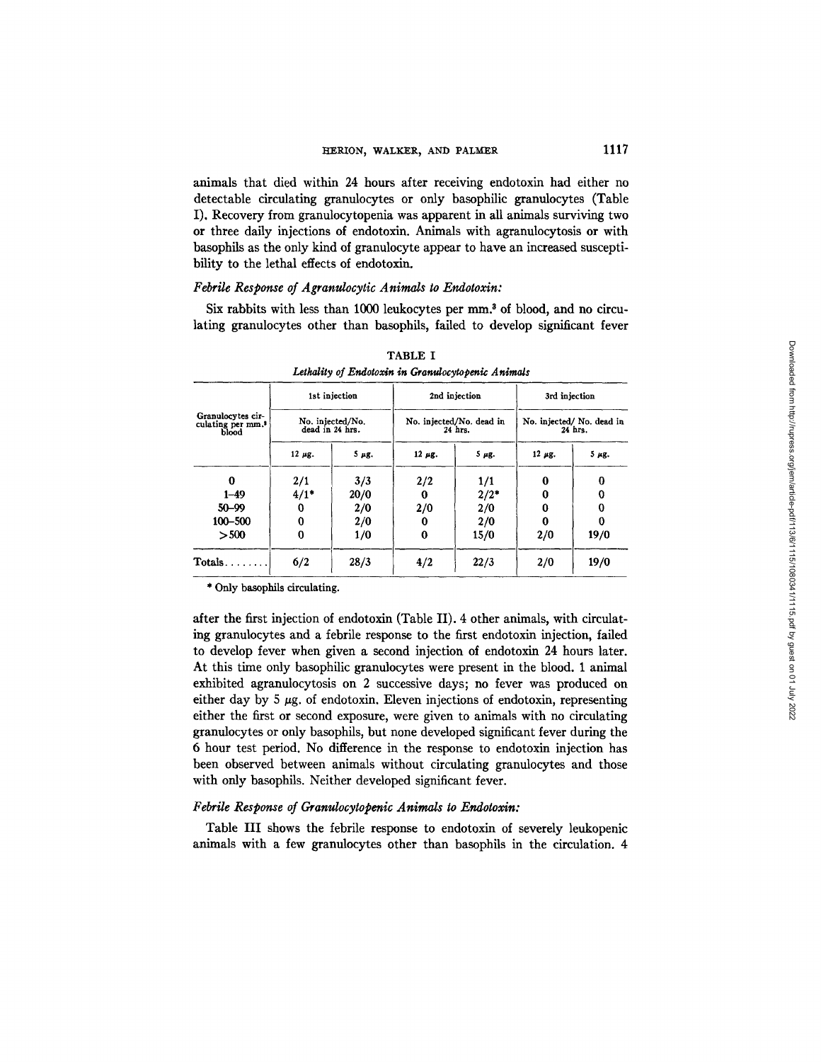animals that died within 24 hours after receiving endotoxin had either no detectable circulating granulocytes or only basophilic granulocytes (Table I). Recovery from granulocytopenia was apparent in all animals surviving two or three daily injections of endotoxin. Animals with agranulocytosis or with basophils as the only kind of granulocyte appear to have an increased susceptibility to the lethal effects of endotoxin.

### *Febrile Response of Agranulocytic Animals to Endotoxin:*

Six rabbits with less than 1000 leukocytes per mm.$^3$ of blood, and no circulating granulocytes other than basophils, failed to develop significant fever after the first injection of endotoxin (Table II). 4 other animals, with circulating granulocytes and a febrile response to the first endotoxin injection, failed to develop fever when given a second injection of endotoxin 24 hours later. At this time only basophilic granulocytes were present in the blood. 1 animal exhibited agranulocytosis on 2 successive days; no fever was produced on either day by 5 $\mu$g. of endotoxin. Eleven injections of endotoxin, representing either the first or second exposure, were given to animals with no circulating granulocytes or only basophils, but none developed significant fever during the 6 hour test period. No difference in the response to endotoxin injection has been observed between animals without circulating granulocytes and those with only basophils. Neither developed significant fever.

TABLE I

*Lethality of Endotoxin in Granulocytopenic Animals*

| Granulocytes circulating per mm.$^3$ blood | 1st injection | | 2nd injection | | 3rd injection | |
|---|---|---|---|---|---|---|
| | No. injected/No. dead in 24 hrs. | | No. injected/No. dead in 24 hrs. | | No. injected/ No. dead in 24 hrs. | |
| | 12 $\mu$g. | 5 $\mu$g. | 12 $\mu$g. | 5 $\mu$g. | 12 $\mu$g. | 5 $\mu$g. |
| 0 | 2/1 | 3/3 | 2/2 | 1/1 | 0 | 0 |
| 1–49 | 4/1* | 20/0 | 0 | 2/2* | 0 | 0 |
| 50–99 | 0 | 2/0 | 2/0 | 2/0 | 0 | 0 |
| 100–500 | 0 | 2/0 | 0 | 2/0 | 0 | 0 |
| >500 | 0 | 1/0 | 0 | 15/0 | 2/0 | 19/0 |
| Totals........ | 6/2 | 28/3 | 4/2 | 22/3 | 2/0 | 19/0 |

\* Only basophils circulating.

### *Febrile Response of Granulocytopenic Animals to Endotoxin:*

Table III shows the febrile response to endotoxin of severely leukopenic animals with a few granulocytes other than basophils in the circulation. 4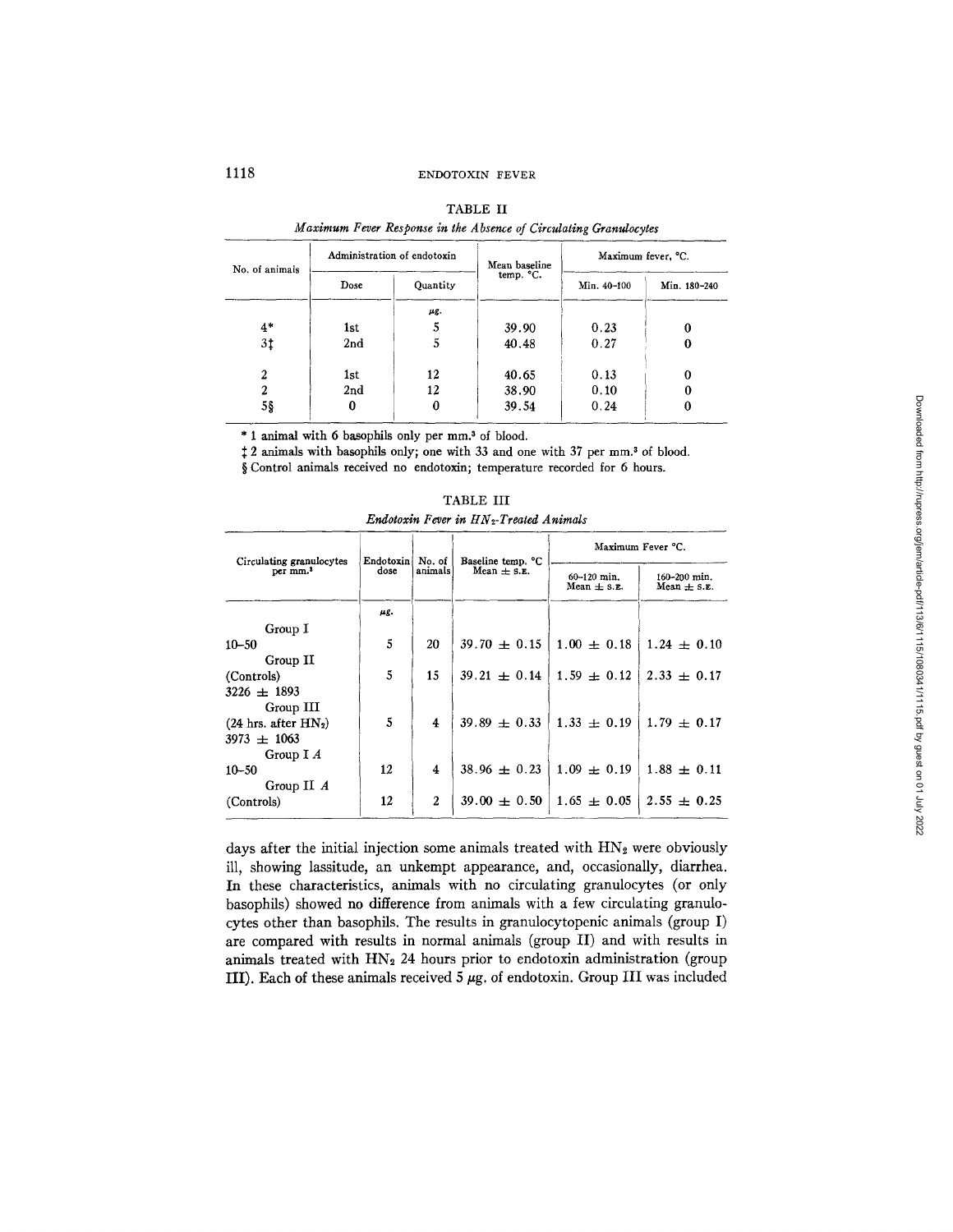TABLE II

*Maximum Fever Response in the Absence of Circulating Granulocytes*

| No. of animals | Administration of endotoxin | | Mean baseline temp. °C. | Maximum fever, °C. | |
|---|---|---|---|---|---|
| | Dose | Quantity | | Min. 40–100 | Min. 180–240 |
| | | $\mu g.$ | | | |
| 4* | 1st | 5 | 39.90 | 0.23 | 0 |
| 3‡ | 2nd | 5 | 40.48 | 0.27 | 0 |
| 2 | 1st | 12 | 40.65 | 0.13 | 0 |
| 2 | 2nd | 12 | 38.90 | 0.10 | 0 |
| 5§ | 0 | 0 | 39.54 | 0.24 | 0 |

\* 1 animal with 6 basophils only per $mm.^3$ of blood.

‡ 2 animals with basophils only; one with 33 and one with 37 per $mm.^3$ of blood.

§ Control animals received no endotoxin; temperature recorded for 6 hours.

TABLE III

*Endotoxin Fever in $HN_2$-Treated Animals*

| Circulating granulocytes per $mm.^3$ | Endotoxin dose | No. of animals | Baseline temp. °C Mean ± S.E. | Maximum Fever °C. | |
|---|---|---|---|---|---|
| | | | | 60–120 min. Mean ± S.E. | 160–200 min. Mean ± S.E. |
| | $\mu g.$ | | | | |
| Group I | | | | | |
| 10–50 | 5 | 20 | 39.70 ± 0.15 | 1.00 ± 0.18 | 1.24 ± 0.10 |
| Group II | | | | | |
| (Controls) | 5 | 15 | 39.21 ± 0.14 | 1.59 ± 0.12 | 2.33 ± 0.17 |
| 3226 ± 1893 | | | | | |
| Group III | | | | | |
| (24 hrs. after $HN_2$) | 5 | 4 | 39.89 ± 0.33 | 1.33 ± 0.19 | 1.79 ± 0.17 |
| 3973 ± 1063 | | | | | |
| Group I *A* | | | | | |
| 10–50 | 12 | 4 | 38.96 ± 0.23 | 1.09 ± 0.19 | 1.88 ± 0.11 |
| Group II *A* | | | | | |
| (Controls) | 12 | 2 | 39.00 ± 0.50 | 1.65 ± 0.05 | 2.55 ± 0.25 |

days after the initial injection some animals treated with $HN_2$ were obviously ill, showing lassitude, an unkempt appearance, and, occasionally, diarrhea. In these characteristics, animals with no circulating granulocytes (or only basophils) showed no difference from animals with a few circulating granulocytes other than basophils. The results in granulocytopenic animals (group I) are compared with results in normal animals (group II) and with results in animals treated with $HN_2$ 24 hours prior to endotoxin administration (group III). Each of these animals received 5 $\mu g.$ of endotoxin. Group III was included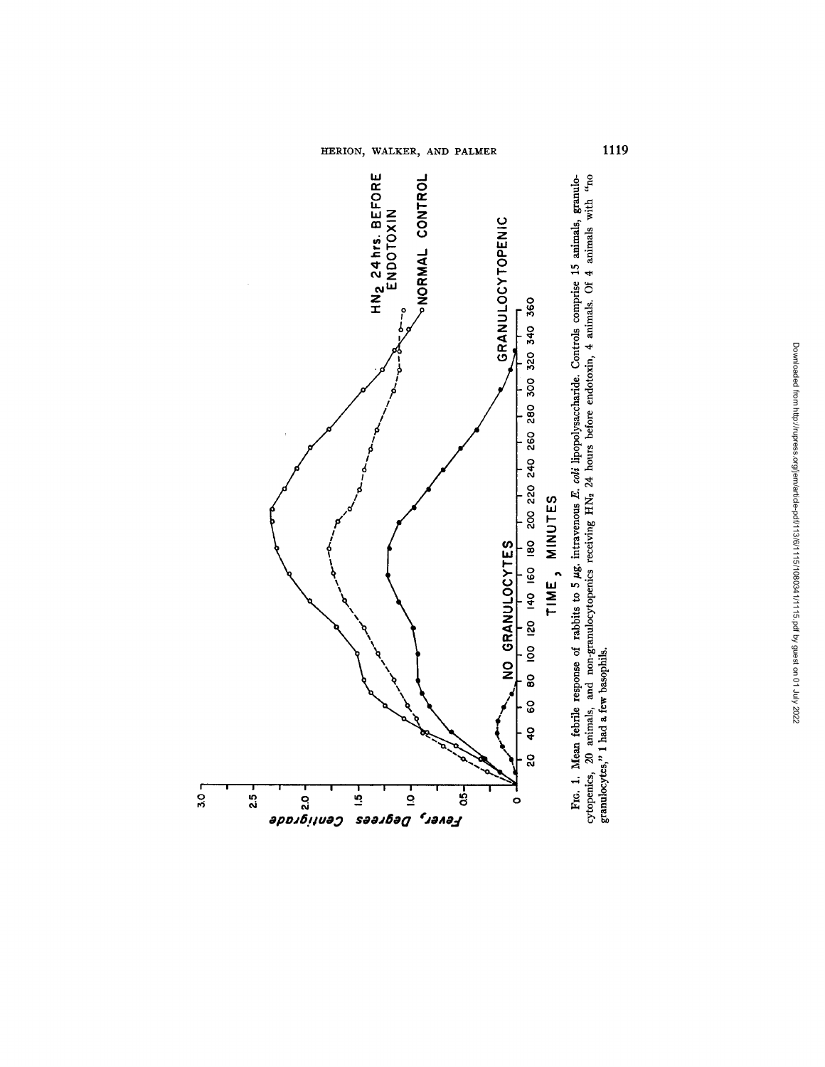FIG. 1. Mean febrile response of rabbits to 5 μg. intravenous *E. coli* lipopolysaccharide. Controls comprise 15 animals, granulocytopenics, 20 animals, and non-granulocytopenics receiving $HN_2$ 24 hours before endotoxin, 4 animals. Of 4 animals with "no granulocytes," 1 had a few basophils.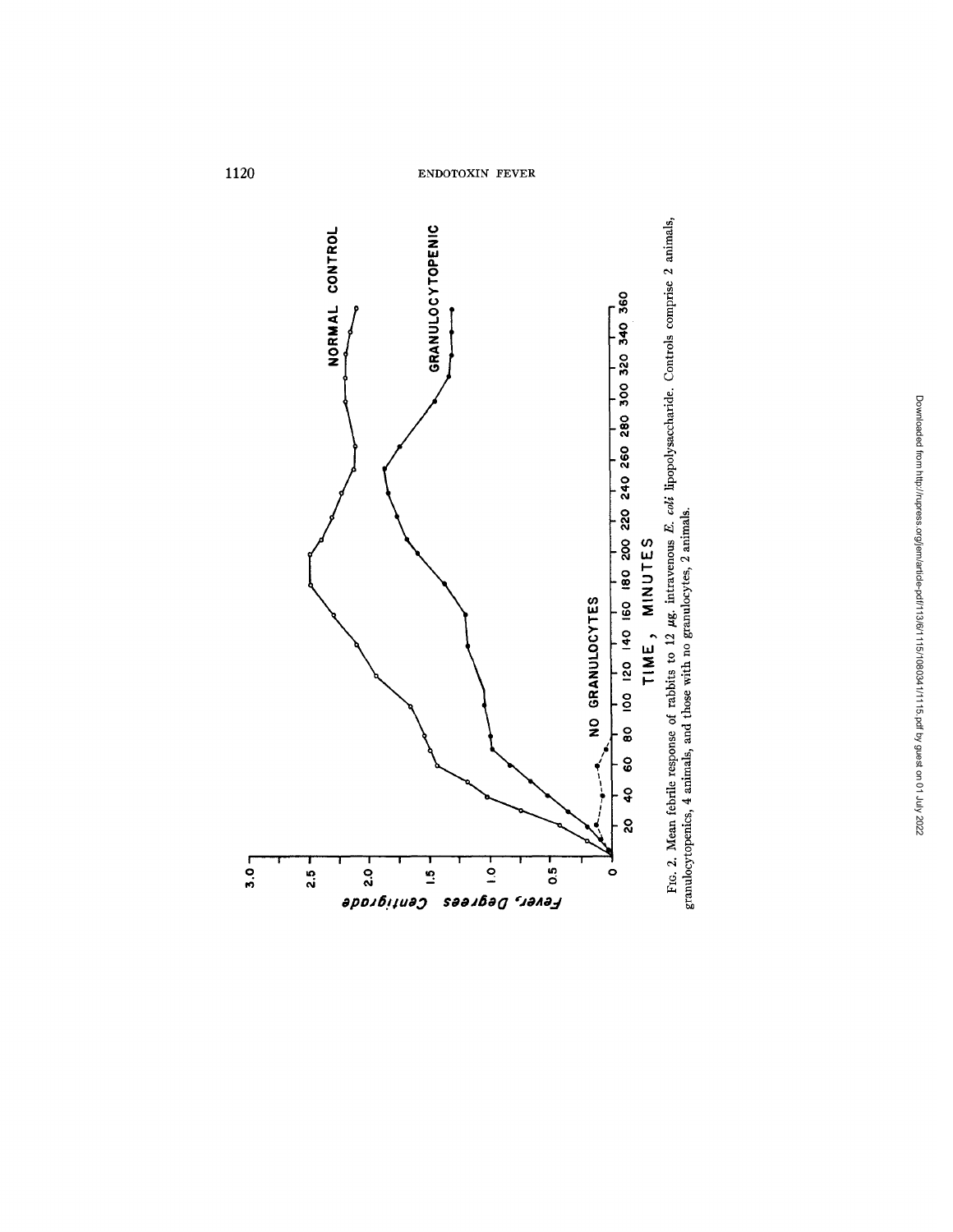FIG. 2. Mean febrile response of rabbits to 12 μg. intravenous *E. coli* lipopolysaccharide. Controls comprise 2 animals, granulocytopenics, 4 animals, and those with no granulocytes, 2 animals.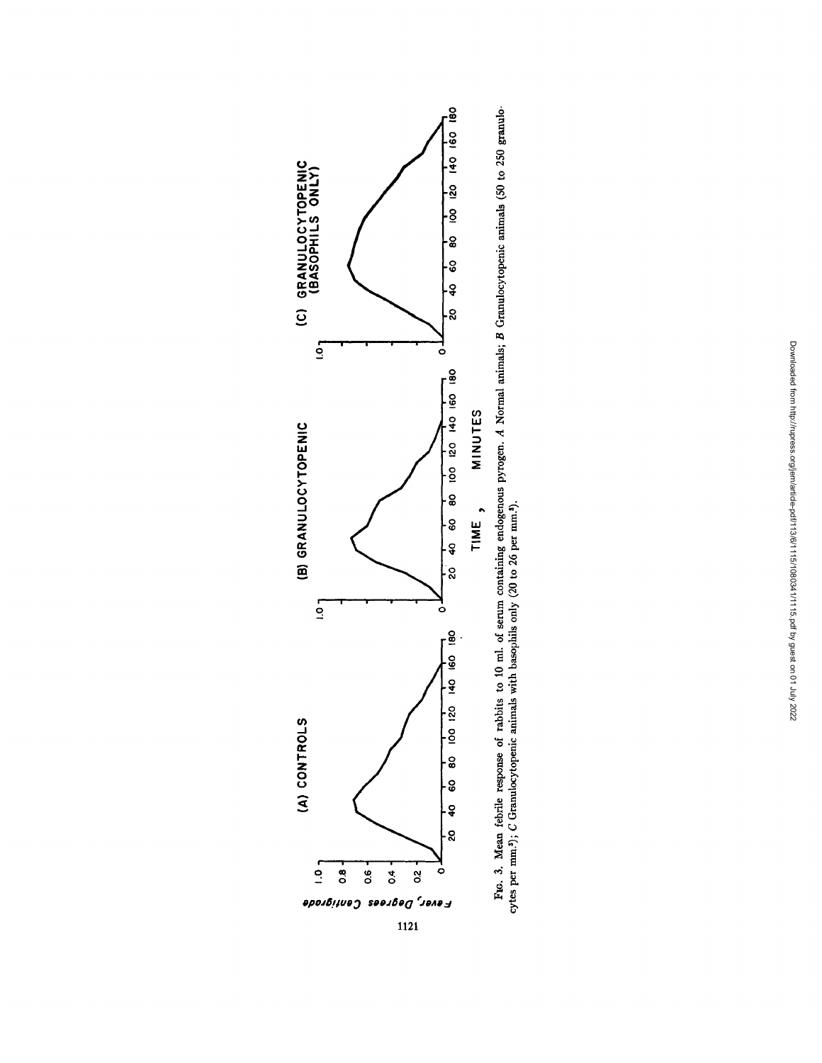(A) CONTROLS

(B) GRANULOCYTOPENIC

(C) GRANULOCYTOPENIC (BASOPHILS ONLY)

Fever, Degrees Centigrade

TIME , MINUTES

FIG. 3. Mean febrile response of rabbits to 10 ml. of serum containing endogenous pyrogen. *A* Normal animals; *B* Granulocytopenic animals (50 to 250 granulocytes per mm.$^3$); *C* Granulocytopenic animals with basophils only (20 to 26 per mm.$^3$).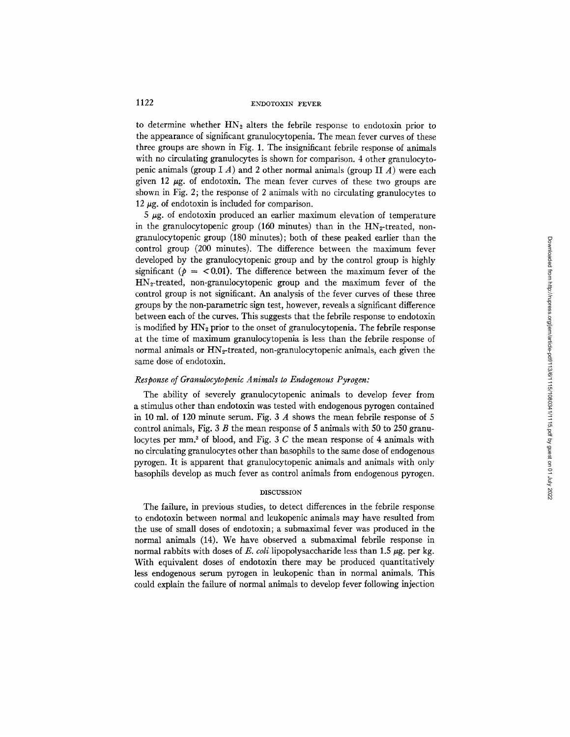to determine whether $HN_2$ alters the febrile response to endotoxin prior to the appearance of significant granulocytopenia. The mean fever curves of these three groups are shown in Fig. 1. The insignificant febrile response of animals with no circulating granulocytes is shown for comparison. 4 other granulocytopenic animals (group I *A*) and 2 other normal animals (group II *A*) were each given 12 $\mu$g. of endotoxin. The mean fever curves of these two groups are shown in Fig. 2; the response of 2 animals with no circulating granulocytes to 12 $\mu$g. of endotoxin is included for comparison.

5 $\mu$g. of endotoxin produced an earlier maximum elevation of temperature in the granulocytopenic group (160 minutes) than in the $HN_2$-treated, non-granulocytopenic group (180 minutes); both of these peaked earlier than the control group (200 minutes). The difference between the maximum fever developed by the granulocytopenic group and by the control group is highly significant ($p = < 0.01$). The difference between the maximum fever of the $HN_2$-treated, non-granulocytopenic group and the maximum fever of the control group is not significant. An analysis of the fever curves of these three groups by the non-parametric sign test, however, reveals a significant difference between each of the curves. This suggests that the febrile response to endotoxin is modified by $HN_2$ prior to the onset of granulocytopenia. The febrile response at the time of maximum granulocytopenia is less than the febrile response of normal animals or $HN_2$-treated, non-granulocytopenic animals, each given the same dose of endotoxin.

### *Response of Granulocytopenic Animals to Endogenous Pyrogen:*

The ability of severely granulocytopenic animals to develop fever from a stimulus other than endotoxin was tested with endogenous pyrogen contained in 10 ml. of 120 minute serum. Fig. 3 *A* shows the mean febrile response of 5 control animals, Fig. 3 *B* the mean response of 5 animals with 50 to 250 granulocytes per $mm.^3$ of blood, and Fig. 3 *C* the mean response of 4 animals with no circulating granulocytes other than basophils to the same dose of endogenous pyrogen. It is apparent that granulocytopenic animals and animals with only basophils develop as much fever as control animals from endogenous pyrogen.

## DISCUSSION

The failure, in previous studies, to detect differences in the febrile response to endotoxin between normal and leukopenic animals may have resulted from the use of small doses of endotoxin; a submaximal fever was produced in the normal animals (14). We have observed a submaximal febrile response in normal rabbits with doses of *E. coli* lipopolysaccharide less than 1.5 $\mu$g. per kg. With equivalent doses of endotoxin there may be produced quantitatively less endogenous serum pyrogen in leukopenic than in normal animals. This could explain the failure of normal animals to develop fever following injection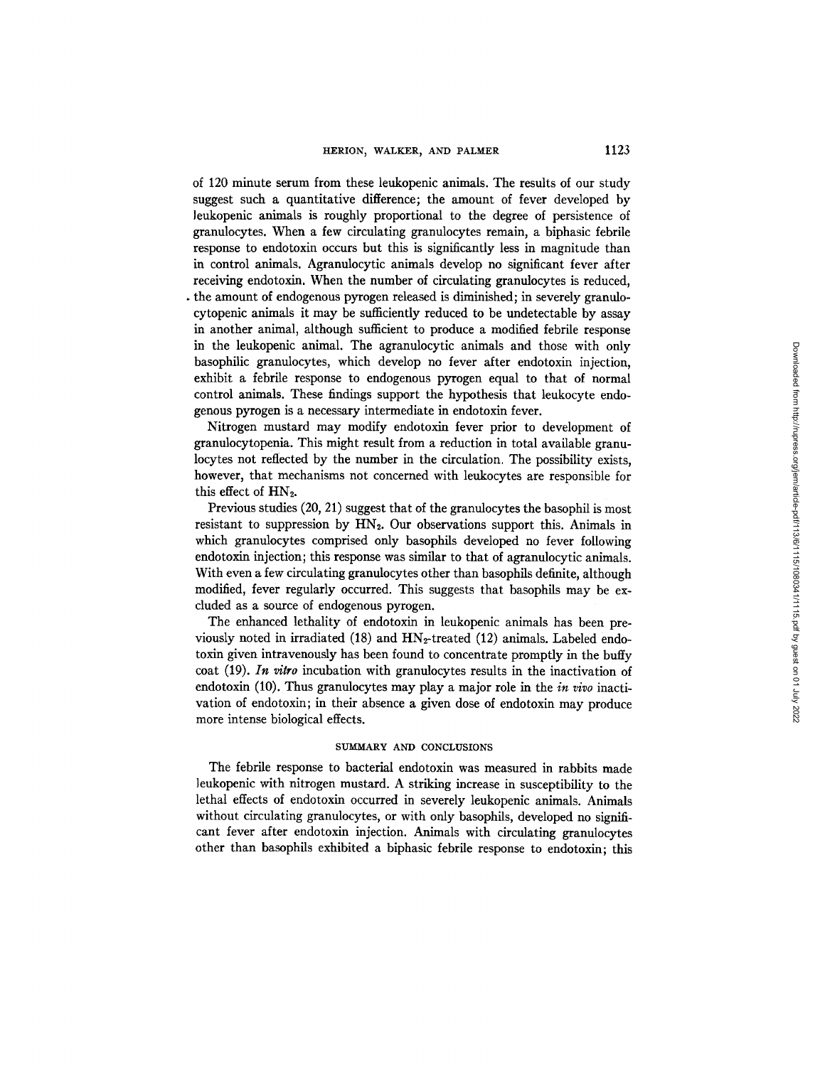of 120 minute serum from these leukopenic animals. The results of our study suggest such a quantitative difference; the amount of fever developed by leukopenic animals is roughly proportional to the degree of persistence of granulocytes. When a few circulating granulocytes remain, a biphasic febrile response to endotoxin occurs but this is significantly less in magnitude than in control animals. Agranulocytic animals develop no significant fever after receiving endotoxin. When the number of circulating granulocytes is reduced, the amount of endogenous pyrogen released is diminished; in severely granulocytopenic animals it may be sufficiently reduced to be undetectable by assay in another animal, although sufficient to produce a modified febrile response in the leukopenic animal. The agranulocytic animals and those with only basophilic granulocytes, which develop no fever after endotoxin injection, exhibit a febrile response to endogenous pyrogen equal to that of normal control animals. These findings support the hypothesis that leukocyte endogenous pyrogen is a necessary intermediate in endotoxin fever.

Nitrogen mustard may modify endotoxin fever prior to development of granulocytopenia. This might result from a reduction in total available granulocytes not reflected by the number in the circulation. The possibility exists, however, that mechanisms not concerned with leukocytes are responsible for this effect of $HN_2$.

Previous studies (20, 21) suggest that of the granulocytes the basophil is most resistant to suppression by $HN_2$. Our observations support this. Animals in which granulocytes comprised only basophils developed no fever following endotoxin injection; this response was similar to that of agranulocytic animals. With even a few circulating granulocytes other than basophils definite, although modified, fever regularly occurred. This suggests that basophils may be excluded as a source of endogenous pyrogen.

The enhanced lethality of endotoxin in leukopenic animals has been previously noted in irradiated (18) and $HN_2$-treated (12) animals. Labeled endotoxin given intravenously has been found to concentrate promptly in the buffy coat (19). *In vitro* incubation with granulocytes results in the inactivation of endotoxin (10). Thus granulocytes may play a major role in the *in vivo* inactivation of endotoxin; in their absence a given dose of endotoxin may produce more intense biological effects.

## SUMMARY AND CONCLUSIONS

The febrile response to bacterial endotoxin was measured in rabbits made leukopenic with nitrogen mustard. A striking increase in susceptibility to the lethal effects of endotoxin occurred in severely leukopenic animals. Animals without circulating granulocytes, or with only basophils, developed no significant fever after endotoxin injection. Animals with circulating granulocytes other than basophils exhibited a biphasic febrile response to endotoxin; this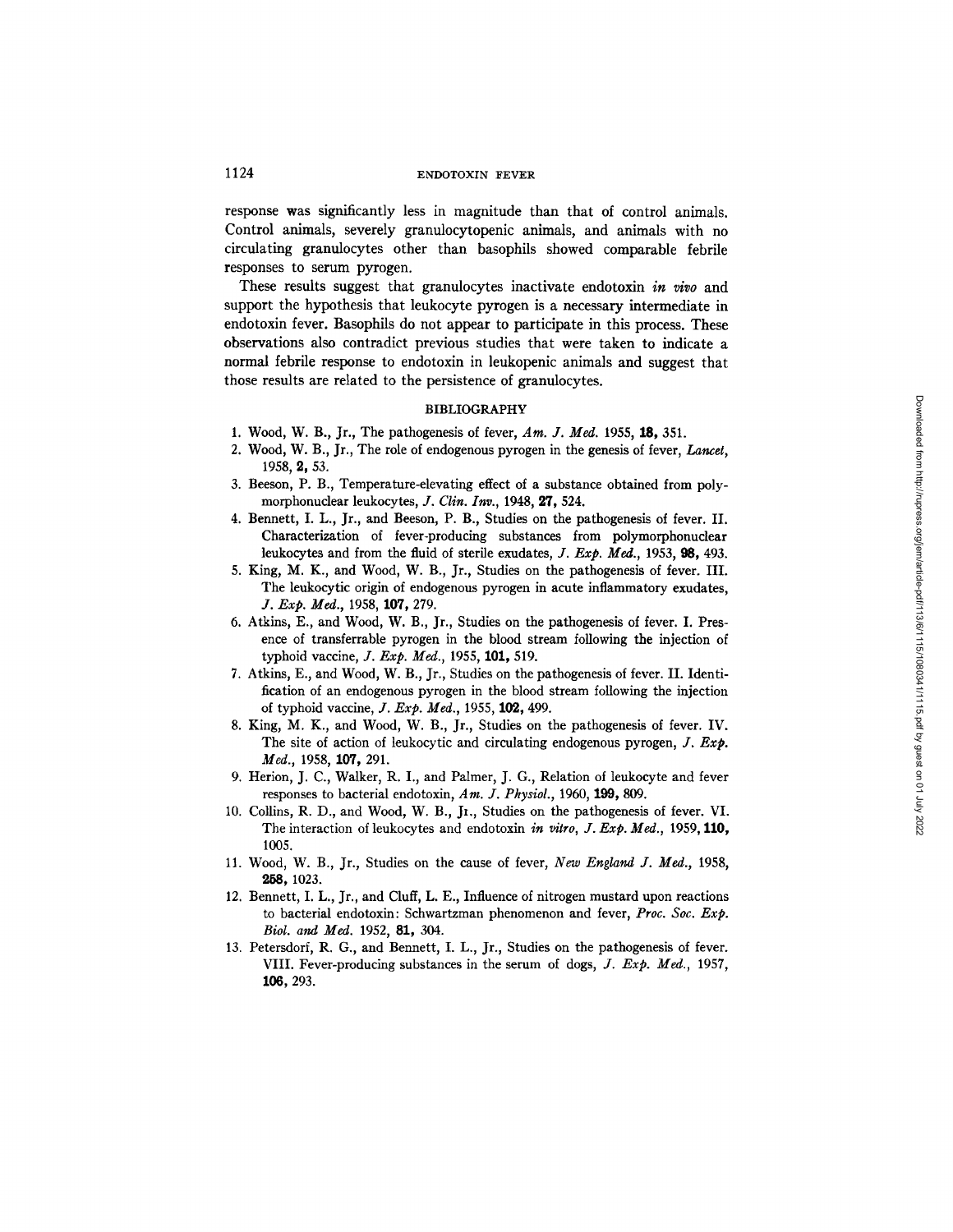response was significantly less in magnitude than that of control animals. Control animals, severely granulocytopenic animals, and animals with no circulating granulocytes other than basophils showed comparable febrile responses to serum pyrogen.

These results suggest that granulocytes inactivate endotoxin *in vivo* and support the hypothesis that leukocyte pyrogen is a necessary intermediate in endotoxin fever. Basophils do not appear to participate in this process. These observations also contradict previous studies that were taken to indicate a normal febrile response to endotoxin in leukopenic animals and suggest that those results are related to the persistence of granulocytes.

## BIBLIOGRAPHY

1. Wood, W. B., Jr., The pathogenesis of fever, *Am. J. Med.* 1955, **18,** 351.
2. Wood, W. B., Jr., The role of endogenous pyrogen in the genesis of fever, *Lancet*, 1958, **2,** 53.
3. Beeson, P. B., Temperature-elevating effect of a substance obtained from polymorphonuclear leukocytes, *J. Clin. Inv.*, 1948, **27,** 524.
4. Bennett, I. L., Jr., and Beeson, P. B., Studies on the pathogenesis of fever. II. Characterization of fever-producing substances from polymorphonuclear leukocytes and from the fluid of sterile exudates, *J. Exp. Med.*, 1953, **98,** 493.
5. King, M. K., and Wood, W. B., Jr., Studies on the pathogenesis of fever. III. The leukocytic origin of endogenous pyrogen in acute inflammatory exudates, *J. Exp. Med.*, 1958, **107,** 279.
6. Atkins, E., and Wood, W. B., Jr., Studies on the pathogenesis of fever. I. Presence of transferrable pyrogen in the blood stream following the injection of typhoid vaccine, *J. Exp. Med.*, 1955, **101,** 519.
7. Atkins, E., and Wood, W. B., Jr., Studies on the pathogenesis of fever. II. Identification of an endogenous pyrogen in the blood stream following the injection of typhoid vaccine, *J. Exp. Med.*, 1955, **102,** 499.
8. King, M. K., and Wood, W. B., Jr., Studies on the pathogenesis of fever. IV. The site of action of leukocytic and circulating endogenous pyrogen, *J. Exp. Med.*, 1958, **107,** 291.
9. Herion, J. C., Walker, R. I., and Palmer, J. G., Relation of leukocyte and fever responses to bacterial endotoxin, *Am. J. Physiol.*, 1960, **199,** 809.
10. Collins, R. D., and Wood, W. B., Jr., Studies on the pathogenesis of fever. VI. The interaction of leukocytes and endotoxin *in vitro*, *J. Exp. Med.*, 1959, **110,** 1005.
11. Wood, W. B., Jr., Studies on the cause of fever, *New England J. Med.*, 1958, **258,** 1023.
12. Bennett, I. L., Jr., and Cluff, L. E., Influence of nitrogen mustard upon reactions to bacterial endotoxin: Schwartzman phenomenon and fever, *Proc. Soc. Exp. Biol. and Med.* 1952, **81,** 304.
13. Petersdorf, R. G., and Bennett, I. L., Jr., Studies on the pathogenesis of fever. VIII. Fever-producing substances in the serum of dogs, *J. Exp. Med.*, 1957, **106,** 293.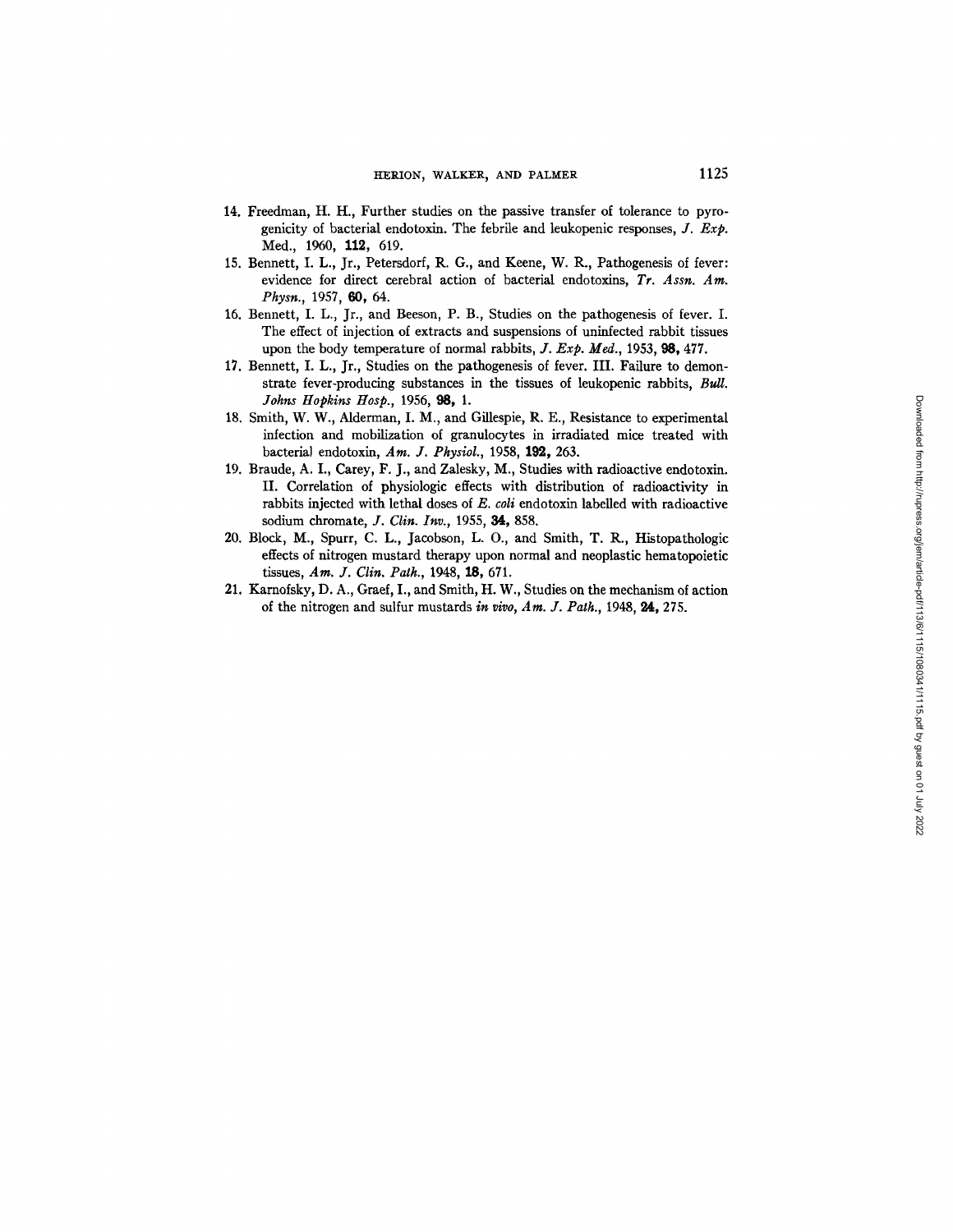14. Freedman, H. H., Further studies on the passive transfer of tolerance to pyrogenicity of bacterial endotoxin. The febrile and leukopenic responses, *J. Exp.* Med., 1960, **112,** 619.
15. Bennett, I. L., Jr., Petersdorf, R. G., and Keene, W. R., Pathogenesis of fever: evidence for direct cerebral action of bacterial endotoxins, *Tr. Assn. Am. Physn.*, 1957, **60,** 64.
16. Bennett, I. L., Jr., and Beeson, P. B., Studies on the pathogenesis of fever. I. The effect of injection of extracts and suspensions of uninfected rabbit tissues upon the body temperature of normal rabbits, *J. Exp. Med.*, 1953, **98,** 477.
17. Bennett, I. L., Jr., Studies on the pathogenesis of fever. III. Failure to demonstrate fever-producing substances in the tissues of leukopenic rabbits, *Bull. Johns Hopkins Hosp.*, 1956, **98,** 1.
18. Smith, W. W., Alderman, I. M., and Gillespie, R. E., Resistance to experimental infection and mobilization of granulocytes in irradiated mice treated with bacterial endotoxin, *Am. J. Physiol.*, 1958, **192,** 263.
19. Braude, A. I., Carey, F. J., and Zalesky, M., Studies with radioactive endotoxin. II. Correlation of physiologic effects with distribution of radioactivity in rabbits injected with lethal doses of *E. coli* endotoxin labelled with radioactive sodium chromate, *J. Clin. Inv.*, 1955, **34,** 858.
20. Block, M., Spurr, C. L., Jacobson, L. O., and Smith, T. R., Histopathologic effects of nitrogen mustard therapy upon normal and neoplastic hematopoietic tissues, *Am. J. Clin. Path.*, 1948, **18,** 671.
21. Karnofsky, D. A., Graef, I., and Smith, H. W., Studies on the mechanism of action of the nitrogen and sulfur mustards *in vivo*, *Am. J. Path.*, 1948, **24,** 275.